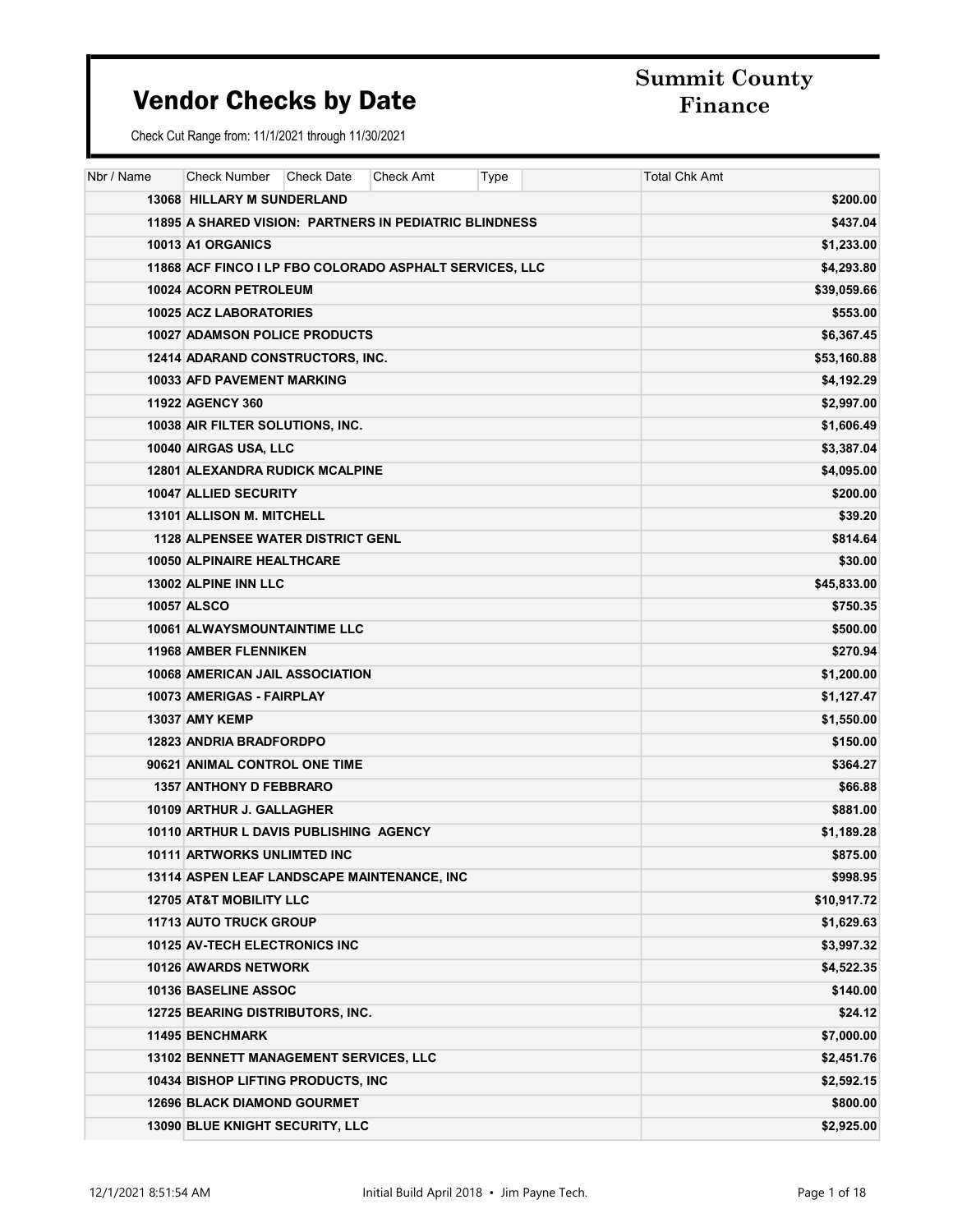# Vendor Checks by Date

**Summit County Finance**

Check Cut Range from: 11/1/2021 through 11/30/2021

| Nbr / Name | Check Number | Check Date | Check Amt | Type | Total Chk Amt |
|---|---|---|---|---|---|
| **13068 HILLARY M SUNDERLAND** | | | | | **$200.00** |
| **11895 A SHARED VISION: PARTNERS IN PEDIATRIC BLINDNESS** | | | | | **$437.04** |
| **10013 A1 ORGANICS** | | | | | **$1,233.00** |
| **11868 ACF FINCO I LP FBO COLORADO ASPHALT SERVICES, LLC** | | | | | **$4,293.80** |
| **10024 ACORN PETROLEUM** | | | | | **$39,059.66** |
| **10025 ACZ LABORATORIES** | | | | | **$553.00** |
| **10027 ADAMSON POLICE PRODUCTS** | | | | | **$6,367.45** |
| **12414 ADARAND CONSTRUCTORS, INC.** | | | | | **$53,160.88** |
| **10033 AFD PAVEMENT MARKING** | | | | | **$4,192.29** |
| **11922 AGENCY 360** | | | | | **$2,997.00** |
| **10038 AIR FILTER SOLUTIONS, INC.** | | | | | **$1,606.49** |
| **10040 AIRGAS USA, LLC** | | | | | **$3,387.04** |
| **12801 ALEXANDRA RUDICK MCALPINE** | | | | | **$4,095.00** |
| **10047 ALLIED SECURITY** | | | | | **$200.00** |
| **13101 ALLISON M. MITCHELL** | | | | | **$39.20** |
| **1128 ALPENSEE WATER DISTRICT GENL** | | | | | **$814.64** |
| **10050 ALPINAIRE HEALTHCARE** | | | | | **$30.00** |
| **13002 ALPINE INN LLC** | | | | | **$45,833.00** |
| **10057 ALSCO** | | | | | **$750.35** |
| **10061 ALWAYSMOUNTAINTIME LLC** | | | | | **$500.00** |
| **11968 AMBER FLENNIKEN** | | | | | **$270.94** |
| **10068 AMERICAN JAIL ASSOCIATION** | | | | | **$1,200.00** |
| **10073 AMERIGAS - FAIRPLAY** | | | | | **$1,127.47** |
| **13037 AMY KEMP** | | | | | **$1,550.00** |
| **12823 ANDRIA BRADFORDPO** | | | | | **$150.00** |
| **90621 ANIMAL CONTROL ONE TIME** | | | | | **$364.27** |
| **1357 ANTHONY D FEBBRARO** | | | | | **$66.88** |
| **10109 ARTHUR J. GALLAGHER** | | | | | **$881.00** |
| **10110 ARTHUR L DAVIS PUBLISHING AGENCY** | | | | | **$1,189.28** |
| **10111 ARTWORKS UNLIMTED INC** | | | | | **$875.00** |
| **13114 ASPEN LEAF LANDSCAPE MAINTENANCE, INC** | | | | | **$998.95** |
| **12705 AT&T MOBILITY LLC** | | | | | **$10,917.72** |
| **11713 AUTO TRUCK GROUP** | | | | | **$1,629.63** |
| **10125 AV-TECH ELECTRONICS INC** | | | | | **$3,997.32** |
| **10126 AWARDS NETWORK** | | | | | **$4,522.35** |
| **10136 BASELINE ASSOC** | | | | | **$140.00** |
| **12725 BEARING DISTRIBUTORS, INC.** | | | | | **$24.12** |
| **11495 BENCHMARK** | | | | | **$7,000.00** |
| **13102 BENNETT MANAGEMENT SERVICES, LLC** | | | | | **$2,451.76** |
| **10434 BISHOP LIFTING PRODUCTS, INC** | | | | | **$2,592.15** |
| **12696 BLACK DIAMOND GOURMET** | | | | | **$800.00** |
| **13090 BLUE KNIGHT SECURITY, LLC** | | | | | **$2,925.00** |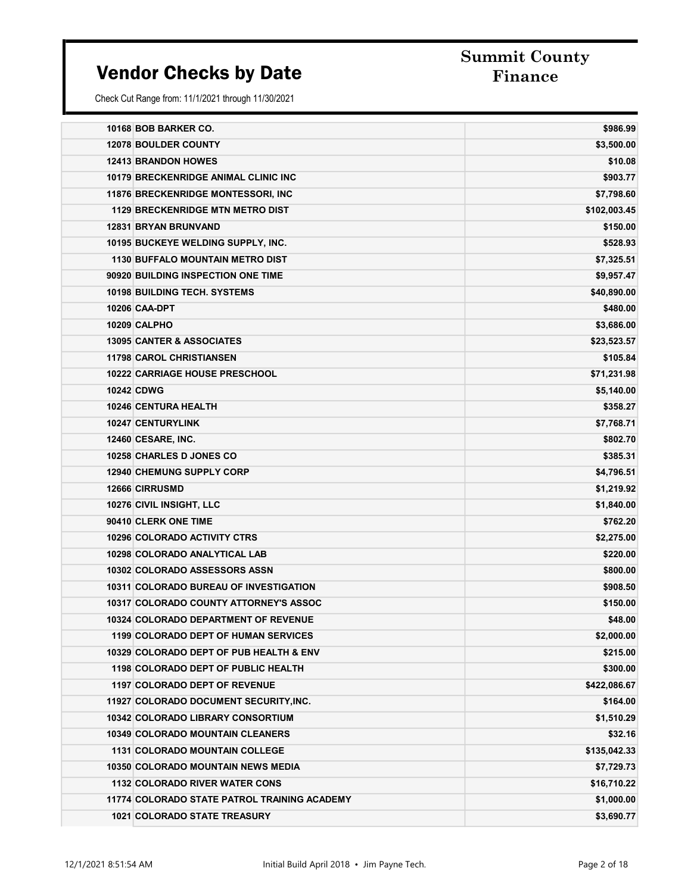# Vendor Checks by Date

**Summit County Finance**

Check Cut Range from: 11/1/2021 through 11/30/2021

| | | |
|---|---|---|
| 10168 | BOB BARKER CO. | $986.99 |
| 12078 | BOULDER COUNTY | $3,500.00 |
| 12413 | BRANDON HOWES | $10.08 |
| 10179 | BRECKENRIDGE ANIMAL CLINIC INC | $903.77 |
| 11876 | BRECKENRIDGE MONTESSORI, INC | $7,798.60 |
| 1129 | BRECKENRIDGE MTN METRO DIST | $102,003.45 |
| 12831 | BRYAN BRUNVAND | $150.00 |
| 10195 | BUCKEYE WELDING SUPPLY, INC. | $528.93 |
| 1130 | BUFFALO MOUNTAIN METRO DIST | $7,325.51 |
| 90920 | BUILDING INSPECTION ONE TIME | $9,957.47 |
| 10198 | BUILDING TECH. SYSTEMS | $40,890.00 |
| 10206 | CAA-DPT | $480.00 |
| 10209 | CALPHO | $3,686.00 |
| 13095 | CANTER & ASSOCIATES | $23,523.57 |
| 11798 | CAROL CHRISTIANSEN | $105.84 |
| 10222 | CARRIAGE HOUSE PRESCHOOL | $71,231.98 |
| 10242 | CDWG | $5,140.00 |
| 10246 | CENTURA HEALTH | $358.27 |
| 10247 | CENTURYLINK | $7,768.71 |
| 12460 | CESARE, INC. | $802.70 |
| 10258 | CHARLES D JONES CO | $385.31 |
| 12940 | CHEMUNG SUPPLY CORP | $4,796.51 |
| 12666 | CIRRUSMD | $1,219.92 |
| 10276 | CIVIL INSIGHT, LLC | $1,840.00 |
| 90410 | CLERK ONE TIME | $762.20 |
| 10296 | COLORADO ACTIVITY CTRS | $2,275.00 |
| 10298 | COLORADO ANALYTICAL LAB | $220.00 |
| 10302 | COLORADO ASSESSORS ASSN | $800.00 |
| 10311 | COLORADO BUREAU OF INVESTIGATION | $908.50 |
| 10317 | COLORADO COUNTY ATTORNEY'S ASSOC | $150.00 |
| 10324 | COLORADO DEPARTMENT OF REVENUE | $48.00 |
| 1199 | COLORADO DEPT OF HUMAN SERVICES | $2,000.00 |
| 10329 | COLORADO DEPT OF PUB HEALTH & ENV | $215.00 |
| 1198 | COLORADO DEPT OF PUBLIC HEALTH | $300.00 |
| 1197 | COLORADO DEPT OF REVENUE | $422,086.67 |
| 11927 | COLORADO DOCUMENT SECURITY,INC. | $164.00 |
| 10342 | COLORADO LIBRARY CONSORTIUM | $1,510.29 |
| 10349 | COLORADO MOUNTAIN CLEANERS | $32.16 |
| 1131 | COLORADO MOUNTAIN COLLEGE | $135,042.33 |
| 10350 | COLORADO MOUNTAIN NEWS MEDIA | $7,729.73 |
| 1132 | COLORADO RIVER WATER CONS | $16,710.22 |
| 11774 | COLORADO STATE PATROL TRAINING ACADEMY | $1,000.00 |
| 1021 | COLORADO STATE TREASURY | $3,690.77 |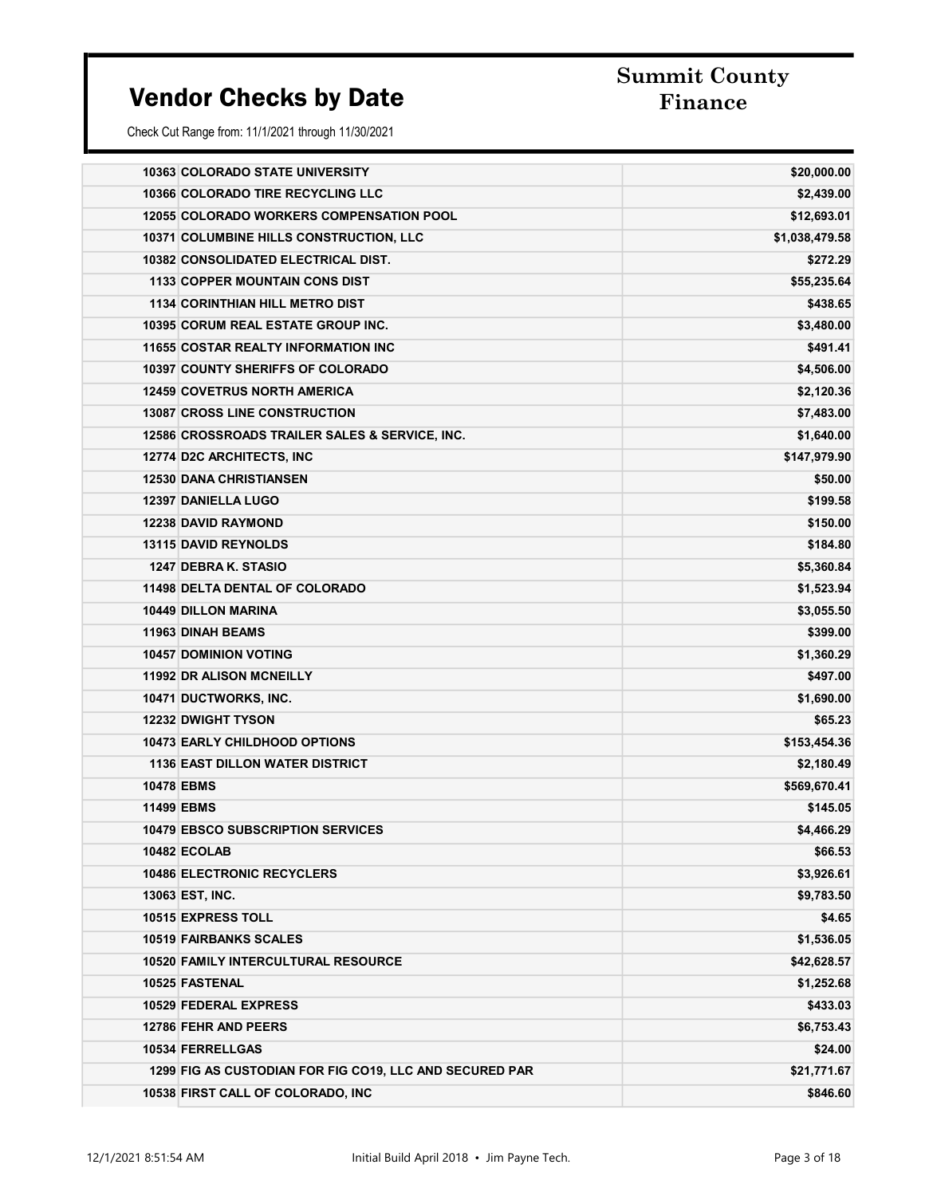# Vendor Checks by Date

**Summit County Finance**

Check Cut Range from: 11/1/2021 through 11/30/2021

| Vendor ID | Vendor Name | Amount |
|---|---|---|
| 10363 | COLORADO STATE UNIVERSITY | $20,000.00 |
| 10366 | COLORADO TIRE RECYCLING LLC | $2,439.00 |
| 12055 | COLORADO WORKERS COMPENSATION POOL | $12,693.01 |
| 10371 | COLUMBINE HILLS CONSTRUCTION, LLC | $1,038,479.58 |
| 10382 | CONSOLIDATED ELECTRICAL DIST. | $272.29 |
| 1133 | COPPER MOUNTAIN CONS DIST | $55,235.64 |
| 1134 | CORINTHIAN HILL METRO DIST | $438.65 |
| 10395 | CORUM REAL ESTATE GROUP INC. | $3,480.00 |
| 11655 | COSTAR REALTY INFORMATION INC | $491.41 |
| 10397 | COUNTY SHERIFFS OF COLORADO | $4,506.00 |
| 12459 | COVETRUS NORTH AMERICA | $2,120.36 |
| 13087 | CROSS LINE CONSTRUCTION | $7,483.00 |
| 12586 | CROSSROADS TRAILER SALES & SERVICE, INC. | $1,640.00 |
| 12774 | D2C ARCHITECTS, INC | $147,979.90 |
| 12530 | DANA CHRISTIANSEN | $50.00 |
| 12397 | DANIELLA LUGO | $199.58 |
| 12238 | DAVID RAYMOND | $150.00 |
| 13115 | DAVID REYNOLDS | $184.80 |
| 1247 | DEBRA K. STASIO | $5,360.84 |
| 11498 | DELTA DENTAL OF COLORADO | $1,523.94 |
| 10449 | DILLON MARINA | $3,055.50 |
| 11963 | DINAH BEAMS | $399.00 |
| 10457 | DOMINION VOTING | $1,360.29 |
| 11992 | DR ALISON MCNEILLY | $497.00 |
| 10471 | DUCTWORKS, INC. | $1,690.00 |
| 12232 | DWIGHT TYSON | $65.23 |
| 10473 | EARLY CHILDHOOD OPTIONS | $153,454.36 |
| 1136 | EAST DILLON WATER DISTRICT | $2,180.49 |
| 10478 | EBMS | $569,670.41 |
| 11499 | EBMS | $145.05 |
| 10479 | EBSCO SUBSCRIPTION SERVICES | $4,466.29 |
| 10482 | ECOLAB | $66.53 |
| 10486 | ELECTRONIC RECYCLERS | $3,926.61 |
| 13063 | EST, INC. | $9,783.50 |
| 10515 | EXPRESS TOLL | $4.65 |
| 10519 | FAIRBANKS SCALES | $1,536.05 |
| 10520 | FAMILY INTERCULTURAL RESOURCE | $42,628.57 |
| 10525 | FASTENAL | $1,252.68 |
| 10529 | FEDERAL EXPRESS | $433.03 |
| 12786 | FEHR AND PEERS | $6,753.43 |
| 10534 | FERRELLGAS | $24.00 |
| 1299 | FIG AS CUSTODIAN FOR FIG CO19, LLC AND SECURED PAR | $21,771.67 |
| 10538 | FIRST CALL OF COLORADO, INC | $846.60 |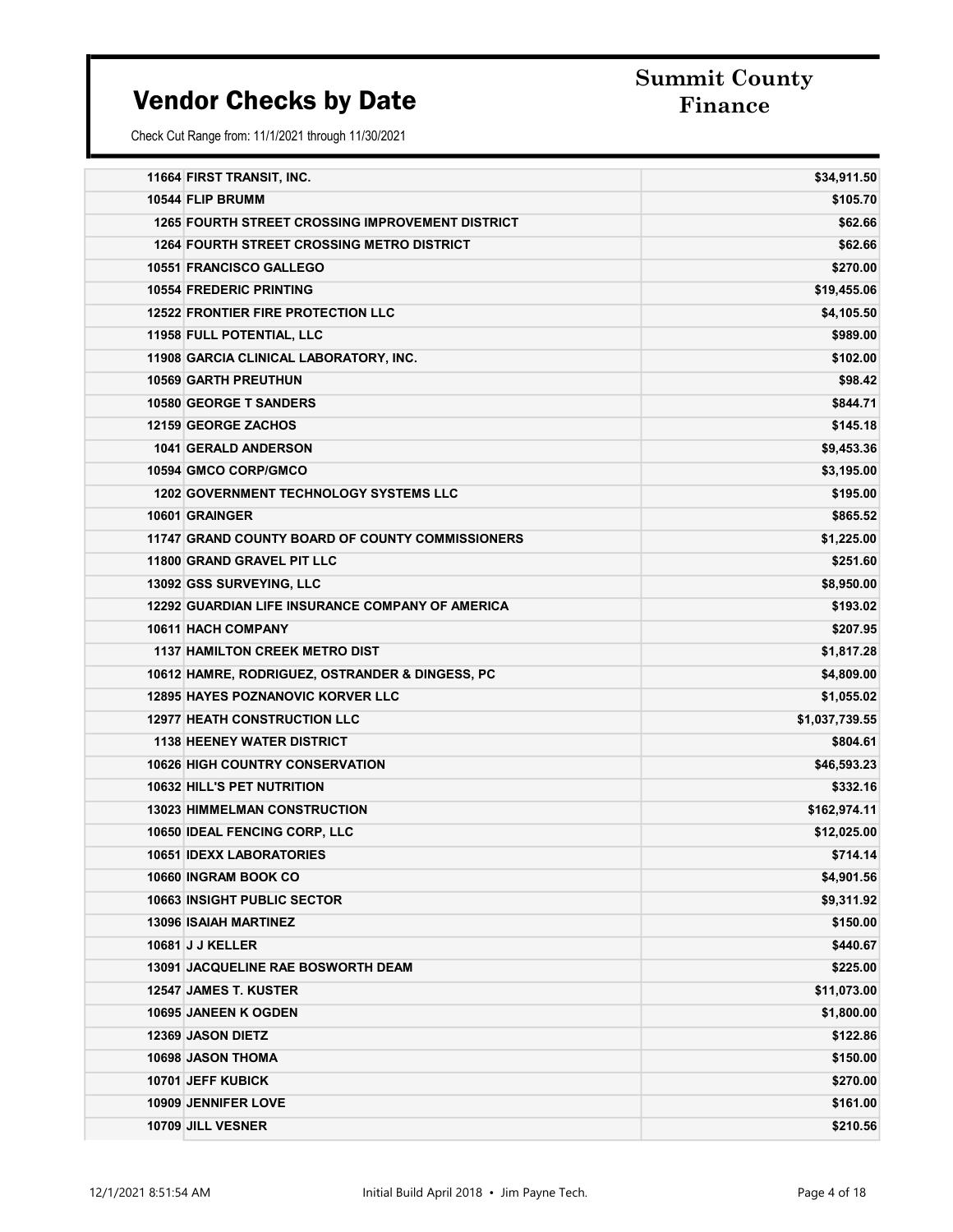# Vendor Checks by Date

**Summit County Finance**

Check Cut Range from: 11/1/2021 through 11/30/2021

| Vendor | Amount |
|---|---|
| 11664 FIRST TRANSIT, INC. | $34,911.50 |
| 10544 FLIP BRUMM | $105.70 |
| 1265 FOURTH STREET CROSSING IMPROVEMENT DISTRICT | $62.66 |
| 1264 FOURTH STREET CROSSING METRO DISTRICT | $62.66 |
| 10551 FRANCISCO GALLEGO | $270.00 |
| 10554 FREDERIC PRINTING | $19,455.06 |
| 12522 FRONTIER FIRE PROTECTION LLC | $4,105.50 |
| 11958 FULL POTENTIAL, LLC | $989.00 |
| 11908 GARCIA CLINICAL LABORATORY, INC. | $102.00 |
| 10569 GARTH PREUTHUN | $98.42 |
| 10580 GEORGE T SANDERS | $844.71 |
| 12159 GEORGE ZACHOS | $145.18 |
| 1041 GERALD ANDERSON | $9,453.36 |
| 10594 GMCO CORP/GMCO | $3,195.00 |
| 1202 GOVERNMENT TECHNOLOGY SYSTEMS LLC | $195.00 |
| 10601 GRAINGER | $865.52 |
| 11747 GRAND COUNTY BOARD OF COUNTY COMMISSIONERS | $1,225.00 |
| 11800 GRAND GRAVEL PIT LLC | $251.60 |
| 13092 GSS SURVEYING, LLC | $8,950.00 |
| 12292 GUARDIAN LIFE INSURANCE COMPANY OF AMERICA | $193.02 |
| 10611 HACH COMPANY | $207.95 |
| 1137 HAMILTON CREEK METRO DIST | $1,817.28 |
| 10612 HAMRE, RODRIGUEZ, OSTRANDER & DINGESS, PC | $4,809.00 |
| 12895 HAYES POZNANOVIC KORVER LLC | $1,055.02 |
| 12977 HEATH CONSTRUCTION LLC | $1,037,739.55 |
| 1138 HEENEY WATER DISTRICT | $804.61 |
| 10626 HIGH COUNTRY CONSERVATION | $46,593.23 |
| 10632 HILL'S PET NUTRITION | $332.16 |
| 13023 HIMMELMAN CONSTRUCTION | $162,974.11 |
| 10650 IDEAL FENCING CORP, LLC | $12,025.00 |
| 10651 IDEXX LABORATORIES | $714.14 |
| 10660 INGRAM BOOK CO | $4,901.56 |
| 10663 INSIGHT PUBLIC SECTOR | $9,311.92 |
| 13096 ISAIAH MARTINEZ | $150.00 |
| 10681 J J KELLER | $440.67 |
| 13091 JACQUELINE RAE BOSWORTH DEAM | $225.00 |
| 12547 JAMES T. KUSTER | $11,073.00 |
| 10695 JANEEN K OGDEN | $1,800.00 |
| 12369 JASON DIETZ | $122.86 |
| 10698 JASON THOMA | $150.00 |
| 10701 JEFF KUBICK | $270.00 |
| 10909 JENNIFER LOVE | $161.00 |
| 10709 JILL VESNER | $210.56 |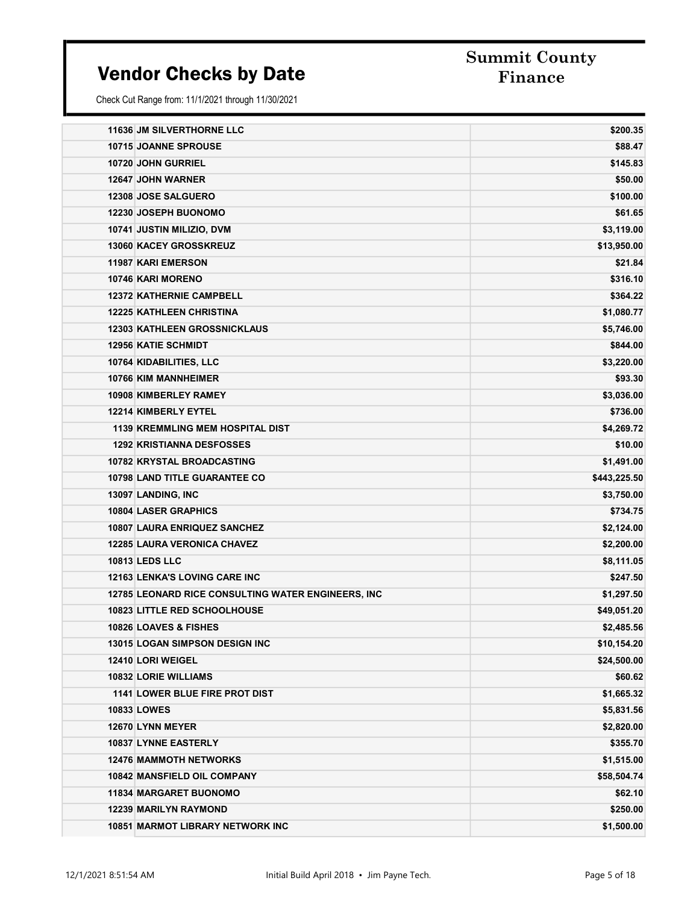# Vendor Checks by Date

**Summit County Finance**

Check Cut Range from: 11/1/2021 through 11/30/2021

| Vendor | Amount |
|---|---|
| 11636 JM SILVERTHORNE LLC | $200.35 |
| 10715 JOANNE SPROUSE | $88.47 |
| 10720 JOHN GURRIEL | $145.83 |
| 12647 JOHN WARNER | $50.00 |
| 12308 JOSE SALGUERO | $100.00 |
| 12230 JOSEPH BUONOMO | $61.65 |
| 10741 JUSTIN MILIZIO, DVM | $3,119.00 |
| 13060 KACEY GROSSKREUZ | $13,950.00 |
| 11987 KARI EMERSON | $21.84 |
| 10746 KARI MORENO | $316.10 |
| 12372 KATHERNIE CAMPBELL | $364.22 |
| 12225 KATHLEEN CHRISTINA | $1,080.77 |
| 12303 KATHLEEN GROSSNICKLAUS | $5,746.00 |
| 12956 KATIE SCHMIDT | $844.00 |
| 10764 KIDABILITIES, LLC | $3,220.00 |
| 10766 KIM MANNHEIMER | $93.30 |
| 10908 KIMBERLEY RAMEY | $3,036.00 |
| 12214 KIMBERLY EYTEL | $736.00 |
| 1139 KREMMLING MEM HOSPITAL DIST | $4,269.72 |
| 1292 KRISTIANNA DESFOSSES | $10.00 |
| 10782 KRYSTAL BROADCASTING | $1,491.00 |
| 10798 LAND TITLE GUARANTEE CO | $443,225.50 |
| 13097 LANDING, INC | $3,750.00 |
| 10804 LASER GRAPHICS | $734.75 |
| 10807 LAURA ENRIQUEZ SANCHEZ | $2,124.00 |
| 12285 LAURA VERONICA CHAVEZ | $2,200.00 |
| 10813 LEDS LLC | $8,111.05 |
| 12163 LENKA'S LOVING CARE INC | $247.50 |
| 12785 LEONARD RICE CONSULTING WATER ENGINEERS, INC | $1,297.50 |
| 10823 LITTLE RED SCHOOLHOUSE | $49,051.20 |
| 10826 LOAVES & FISHES | $2,485.56 |
| 13015 LOGAN SIMPSON DESIGN INC | $10,154.20 |
| 12410 LORI WEIGEL | $24,500.00 |
| 10832 LORIE WILLIAMS | $60.62 |
| 1141 LOWER BLUE FIRE PROT DIST | $1,665.32 |
| 10833 LOWES | $5,831.56 |
| 12670 LYNN MEYER | $2,820.00 |
| 10837 LYNNE EASTERLY | $355.70 |
| 12476 MAMMOTH NETWORKS | $1,515.00 |
| 10842 MANSFIELD OIL COMPANY | $58,504.74 |
| 11834 MARGARET BUONOMO | $62.10 |
| 12239 MARILYN RAYMOND | $250.00 |
| 10851 MARMOT LIBRARY NETWORK INC | $1,500.00 |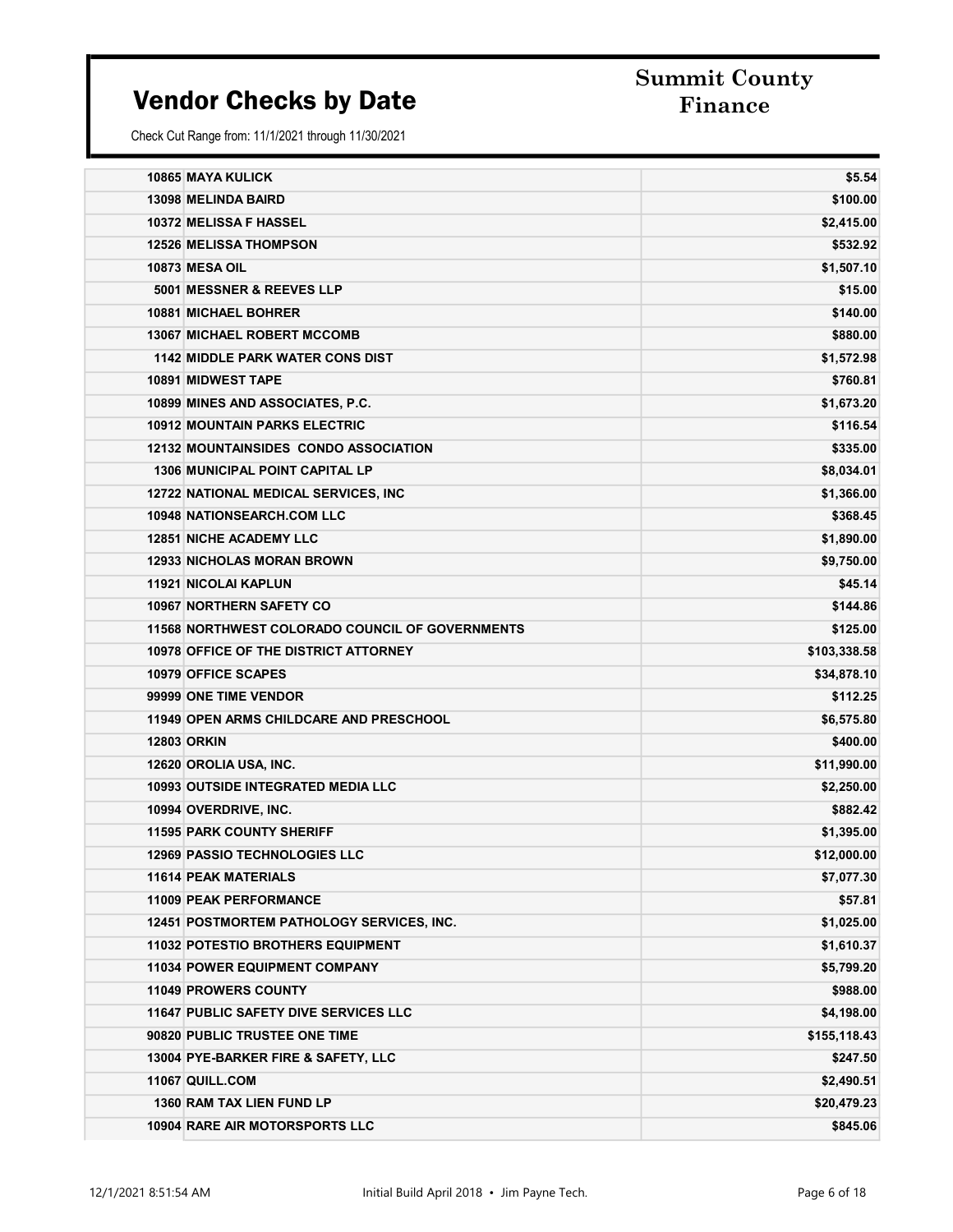# Vendor Checks by Date

**Summit County Finance**

Check Cut Range from: 11/1/2021 through 11/30/2021

| Vendor | Amount |
|---|---|
| 10865 MAYA KULICK | $5.54 |
| 13098 MELINDA BAIRD | $100.00 |
| 10372 MELISSA F HASSEL | $2,415.00 |
| 12526 MELISSA THOMPSON | $532.92 |
| 10873 MESA OIL | $1,507.10 |
| 5001 MESSNER & REEVES LLP | $15.00 |
| 10881 MICHAEL BOHRER | $140.00 |
| 13067 MICHAEL ROBERT MCCOMB | $880.00 |
| 1142 MIDDLE PARK WATER CONS DIST | $1,572.98 |
| 10891 MIDWEST TAPE | $760.81 |
| 10899 MINES AND ASSOCIATES, P.C. | $1,673.20 |
| 10912 MOUNTAIN PARKS ELECTRIC | $116.54 |
| 12132 MOUNTAINSIDES CONDO ASSOCIATION | $335.00 |
| 1306 MUNICIPAL POINT CAPITAL LP | $8,034.01 |
| 12722 NATIONAL MEDICAL SERVICES, INC | $1,366.00 |
| 10948 NATIONSEARCH.COM LLC | $368.45 |
| 12851 NICHE ACADEMY LLC | $1,890.00 |
| 12933 NICHOLAS MORAN BROWN | $9,750.00 |
| 11921 NICOLAI KAPLUN | $45.14 |
| 10967 NORTHERN SAFETY CO | $144.86 |
| 11568 NORTHWEST COLORADO COUNCIL OF GOVERNMENTS | $125.00 |
| 10978 OFFICE OF THE DISTRICT ATTORNEY | $103,338.58 |
| 10979 OFFICE SCAPES | $34,878.10 |
| 99999 ONE TIME VENDOR | $112.25 |
| 11949 OPEN ARMS CHILDCARE AND PRESCHOOL | $6,575.80 |
| 12803 ORKIN | $400.00 |
| 12620 OROLIA USA, INC. | $11,990.00 |
| 10993 OUTSIDE INTEGRATED MEDIA LLC | $2,250.00 |
| 10994 OVERDRIVE, INC. | $882.42 |
| 11595 PARK COUNTY SHERIFF | $1,395.00 |
| 12969 PASSIO TECHNOLOGIES LLC | $12,000.00 |
| 11614 PEAK MATERIALS | $7,077.30 |
| 11009 PEAK PERFORMANCE | $57.81 |
| 12451 POSTMORTEM PATHOLOGY SERVICES, INC. | $1,025.00 |
| 11032 POTESTIO BROTHERS EQUIPMENT | $1,610.37 |
| 11034 POWER EQUIPMENT COMPANY | $5,799.20 |
| 11049 PROWERS COUNTY | $988.00 |
| 11647 PUBLIC SAFETY DIVE SERVICES LLC | $4,198.00 |
| 90820 PUBLIC TRUSTEE ONE TIME | $155,118.43 |
| 13004 PYE-BARKER FIRE & SAFETY, LLC | $247.50 |
| 11067 QUILL.COM | $2,490.51 |
| 1360 RAM TAX LIEN FUND LP | $20,479.23 |
| 10904 RARE AIR MOTORSPORTS LLC | $845.06 |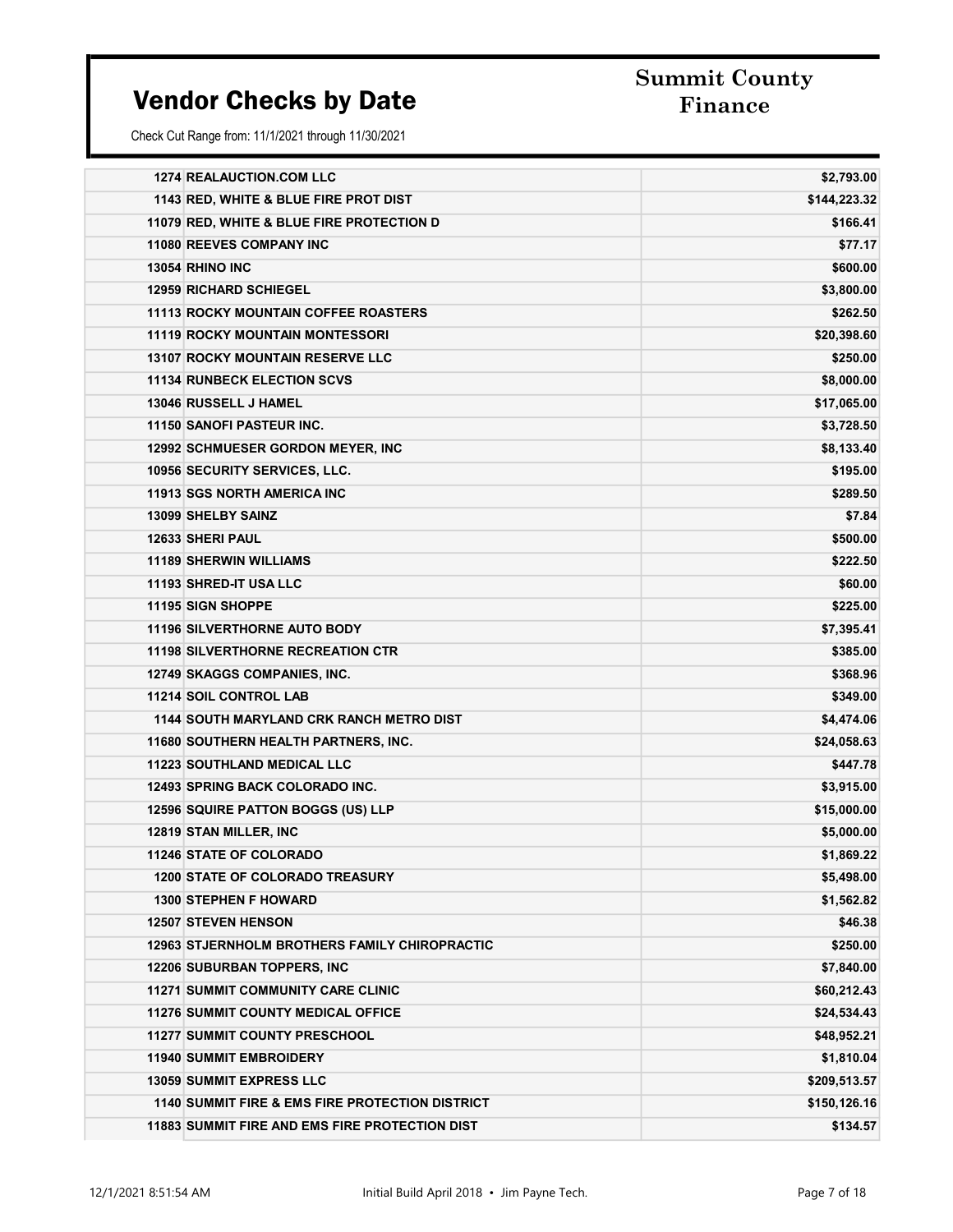# Vendor Checks by Date

**Summit County Finance**

Check Cut Range from: 11/1/2021 through 11/30/2021

| Vendor | Amount |
|---|---|
| 1274 REALAUCTION.COM LLC | $2,793.00 |
| 1143 RED, WHITE & BLUE FIRE PROT DIST | $144,223.32 |
| 11079 RED, WHITE & BLUE FIRE PROTECTION D | $166.41 |
| 11080 REEVES COMPANY INC | $77.17 |
| 13054 RHINO INC | $600.00 |
| 12959 RICHARD SCHIEGEL | $3,800.00 |
| 11113 ROCKY MOUNTAIN COFFEE ROASTERS | $262.50 |
| 11119 ROCKY MOUNTAIN MONTESSORI | $20,398.60 |
| 13107 ROCKY MOUNTAIN RESERVE LLC | $250.00 |
| 11134 RUNBECK ELECTION SCVS | $8,000.00 |
| 13046 RUSSELL J HAMEL | $17,065.00 |
| 11150 SANOFI PASTEUR INC. | $3,728.50 |
| 12992 SCHMUESER GORDON MEYER, INC | $8,133.40 |
| 10956 SECURITY SERVICES, LLC. | $195.00 |
| 11913 SGS NORTH AMERICA INC | $289.50 |
| 13099 SHELBY SAINZ | $7.84 |
| 12633 SHERI PAUL | $500.00 |
| 11189 SHERWIN WILLIAMS | $222.50 |
| 11193 SHRED-IT USA LLC | $60.00 |
| 11195 SIGN SHOPPE | $225.00 |
| 11196 SILVERTHORNE AUTO BODY | $7,395.41 |
| 11198 SILVERTHORNE RECREATION CTR | $385.00 |
| 12749 SKAGGS COMPANIES, INC. | $368.96 |
| 11214 SOIL CONTROL LAB | $349.00 |
| 1144 SOUTH MARYLAND CRK RANCH METRO DIST | $4,474.06 |
| 11680 SOUTHERN HEALTH PARTNERS, INC. | $24,058.63 |
| 11223 SOUTHLAND MEDICAL LLC | $447.78 |
| 12493 SPRING BACK COLORADO INC. | $3,915.00 |
| 12596 SQUIRE PATTON BOGGS (US) LLP | $15,000.00 |
| 12819 STAN MILLER, INC | $5,000.00 |
| 11246 STATE OF COLORADO | $1,869.22 |
| 1200 STATE OF COLORADO TREASURY | $5,498.00 |
| 1300 STEPHEN F HOWARD | $1,562.82 |
| 12507 STEVEN HENSON | $46.38 |
| 12963 STJERNHOLM BROTHERS FAMILY CHIROPRACTIC | $250.00 |
| 12206 SUBURBAN TOPPERS, INC | $7,840.00 |
| 11271 SUMMIT COMMUNITY CARE CLINIC | $60,212.43 |
| 11276 SUMMIT COUNTY MEDICAL OFFICE | $24,534.43 |
| 11277 SUMMIT COUNTY PRESCHOOL | $48,952.21 |
| 11940 SUMMIT EMBROIDERY | $1,810.04 |
| 13059 SUMMIT EXPRESS LLC | $209,513.57 |
| 1140 SUMMIT FIRE & EMS FIRE PROTECTION DISTRICT | $150,126.16 |
| 11883 SUMMIT FIRE AND EMS FIRE PROTECTION DIST | $134.57 |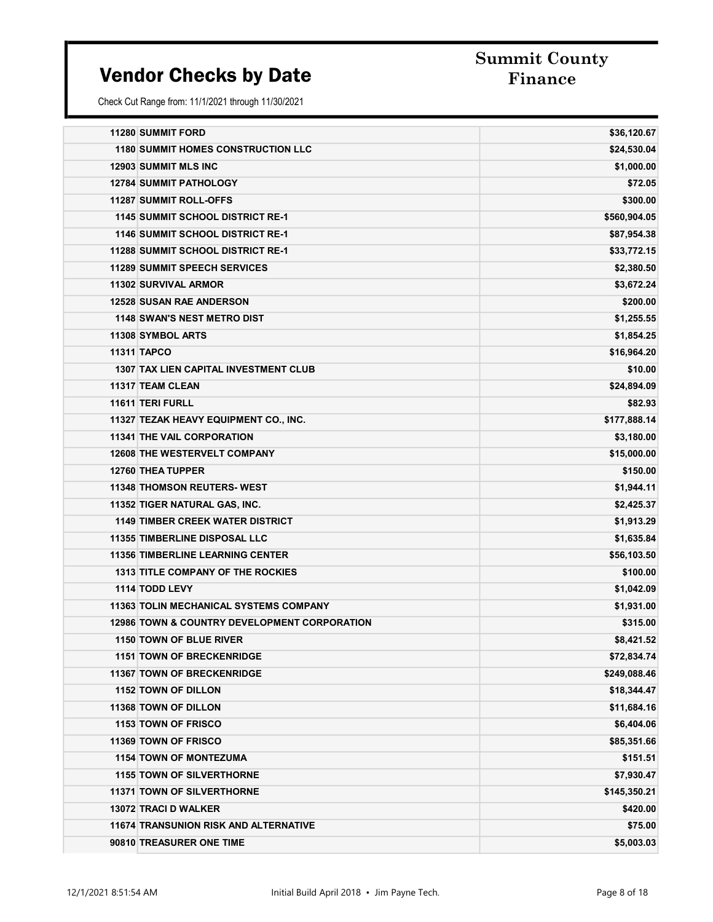# Vendor Checks by Date

## Summit County Finance

Check Cut Range from: 11/1/2021 through 11/30/2021

| Vendor # | Vendor Name | Amount |
|---|---|---|
| 11280 | SUMMIT FORD | $36,120.67 |
| 1180 | SUMMIT HOMES CONSTRUCTION LLC | $24,530.04 |
| 12903 | SUMMIT MLS INC | $1,000.00 |
| 12784 | SUMMIT PATHOLOGY | $72.05 |
| 11287 | SUMMIT ROLL-OFFS | $300.00 |
| 1145 | SUMMIT SCHOOL DISTRICT RE-1 | $560,904.05 |
| 1146 | SUMMIT SCHOOL DISTRICT RE-1 | $87,954.38 |
| 11288 | SUMMIT SCHOOL DISTRICT RE-1 | $33,772.15 |
| 11289 | SUMMIT SPEECH SERVICES | $2,380.50 |
| 11302 | SURVIVAL ARMOR | $3,672.24 |
| 12528 | SUSAN RAE ANDERSON | $200.00 |
| 1148 | SWAN'S NEST METRO DIST | $1,255.55 |
| 11308 | SYMBOL ARTS | $1,854.25 |
| 11311 | TAPCO | $16,964.20 |
| 1307 | TAX LIEN CAPITAL INVESTMENT CLUB | $10.00 |
| 11317 | TEAM CLEAN | $24,894.09 |
| 11611 | TERI FURLL | $82.93 |
| 11327 | TEZAK HEAVY EQUIPMENT CO., INC. | $177,888.14 |
| 11341 | THE VAIL CORPORATION | $3,180.00 |
| 12608 | THE WESTERVELT COMPANY | $15,000.00 |
| 12760 | THEA TUPPER | $150.00 |
| 11348 | THOMSON REUTERS- WEST | $1,944.11 |
| 11352 | TIGER NATURAL GAS, INC. | $2,425.37 |
| 1149 | TIMBER CREEK WATER DISTRICT | $1,913.29 |
| 11355 | TIMBERLINE DISPOSAL LLC | $1,635.84 |
| 11356 | TIMBERLINE LEARNING CENTER | $56,103.50 |
| 1313 | TITLE COMPANY OF THE ROCKIES | $100.00 |
| 1114 | TODD LEVY | $1,042.09 |
| 11363 | TOLIN MECHANICAL SYSTEMS COMPANY | $1,931.00 |
| 12986 | TOWN & COUNTRY DEVELOPMENT CORPORATION | $315.00 |
| 1150 | TOWN OF BLUE RIVER | $8,421.52 |
| 1151 | TOWN OF BRECKENRIDGE | $72,834.74 |
| 11367 | TOWN OF BRECKENRIDGE | $249,088.46 |
| 1152 | TOWN OF DILLON | $18,344.47 |
| 11368 | TOWN OF DILLON | $11,684.16 |
| 1153 | TOWN OF FRISCO | $6,404.06 |
| 11369 | TOWN OF FRISCO | $85,351.66 |
| 1154 | TOWN OF MONTEZUMA | $151.51 |
| 1155 | TOWN OF SILVERTHORNE | $7,930.47 |
| 11371 | TOWN OF SILVERTHORNE | $145,350.21 |
| 13072 | TRACI D WALKER | $420.00 |
| 11674 | TRANSUNION RISK AND ALTERNATIVE | $75.00 |
| 90810 | TREASURER ONE TIME | $5,003.03 |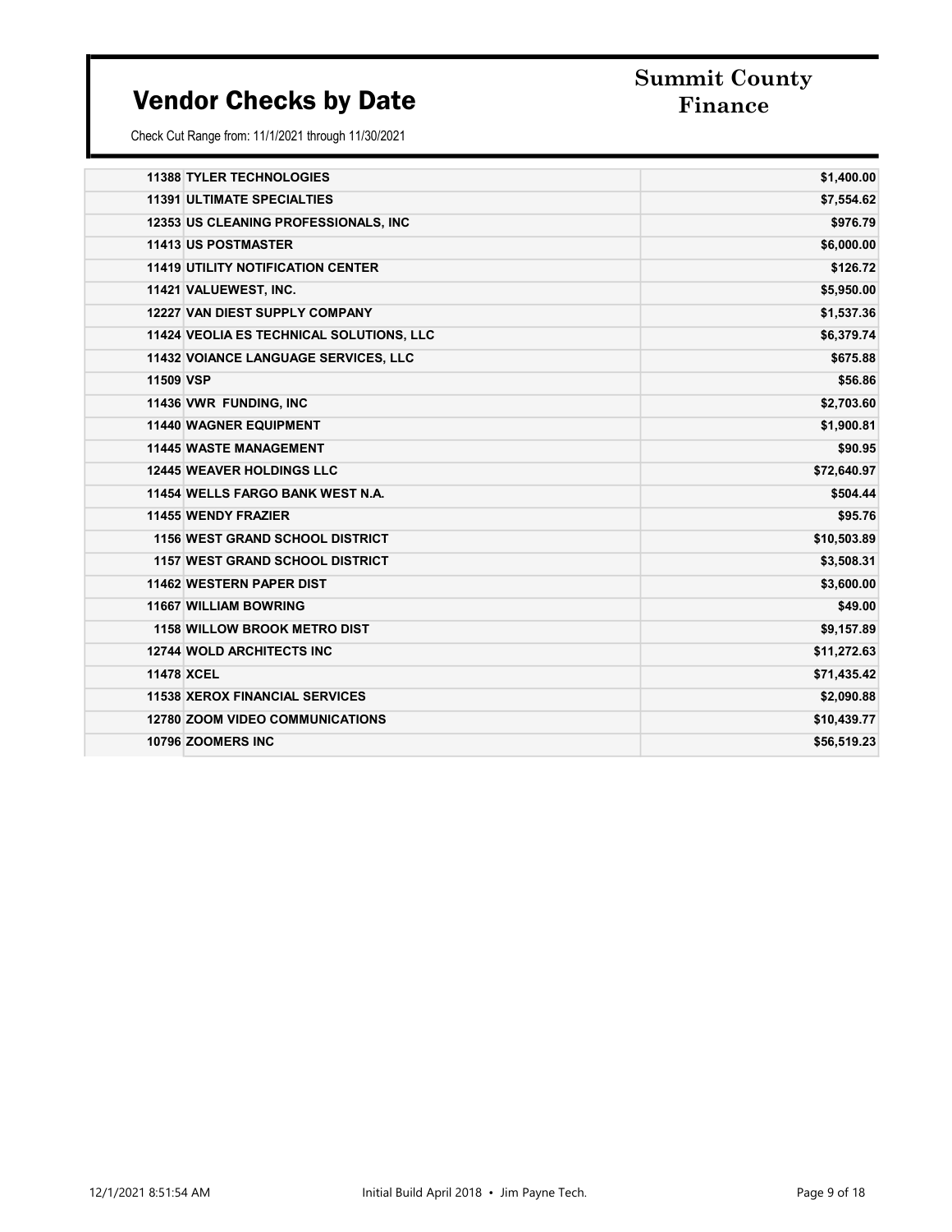# Vendor Checks by Date

## Summit County Finance

Check Cut Range from: 11/1/2021 through 11/30/2021

| Vendor ID | Vendor Name | Amount |
|---|---|---|
| 11388 | TYLER TECHNOLOGIES | $1,400.00 |
| 11391 | ULTIMATE SPECIALTIES | $7,554.62 |
| 12353 | US CLEANING PROFESSIONALS, INC | $976.79 |
| 11413 | US POSTMASTER | $6,000.00 |
| 11419 | UTILITY NOTIFICATION CENTER | $126.72 |
| 11421 | VALUEWEST, INC. | $5,950.00 |
| 12227 | VAN DIEST SUPPLY COMPANY | $1,537.36 |
| 11424 | VEOLIA ES TECHNICAL SOLUTIONS, LLC | $6,379.74 |
| 11432 | VOIANCE LANGUAGE SERVICES, LLC | $675.88 |
| 11509 | VSP | $56.86 |
| 11436 | VWR FUNDING, INC | $2,703.60 |
| 11440 | WAGNER EQUIPMENT | $1,900.81 |
| 11445 | WASTE MANAGEMENT | $90.95 |
| 12445 | WEAVER HOLDINGS LLC | $72,640.97 |
| 11454 | WELLS FARGO BANK WEST N.A. | $504.44 |
| 11455 | WENDY FRAZIER | $95.76 |
| 1156 | WEST GRAND SCHOOL DISTRICT | $10,503.89 |
| 1157 | WEST GRAND SCHOOL DISTRICT | $3,508.31 |
| 11462 | WESTERN PAPER DIST | $3,600.00 |
| 11667 | WILLIAM BOWRING | $49.00 |
| 1158 | WILLOW BROOK METRO DIST | $9,157.89 |
| 12744 | WOLD ARCHITECTS INC | $11,272.63 |
| 11478 | XCEL | $71,435.42 |
| 11538 | XEROX FINANCIAL SERVICES | $2,090.88 |
| 12780 | ZOOM VIDEO COMMUNICATIONS | $10,439.77 |
| 10796 | ZOOMERS INC | $56,519.23 |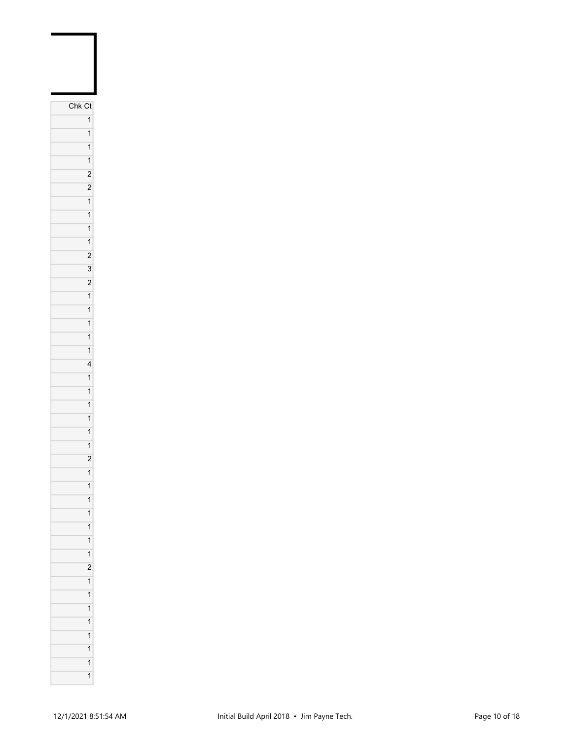| Chk Ct |
|---:|
| 1 |
| 1 |
| 1 |
| 1 |
| 2 |
| 2 |
| 1 |
| 1 |
| 1 |
| 1 |
| 2 |
| 3 |
| 2 |
| 1 |
| 1 |
| 1 |
| 1 |
| 1 |
| 4 |
| 1 |
| 1 |
| 1 |
| 1 |
| 1 |
| 1 |
| 2 |
| 1 |
| 1 |
| 1 |
| 1 |
| 1 |
| 1 |
| 1 |
| 2 |
| 1 |
| 1 |
| 1 |
| 1 |
| 1 |
| 1 |
| 1 |
| 1 |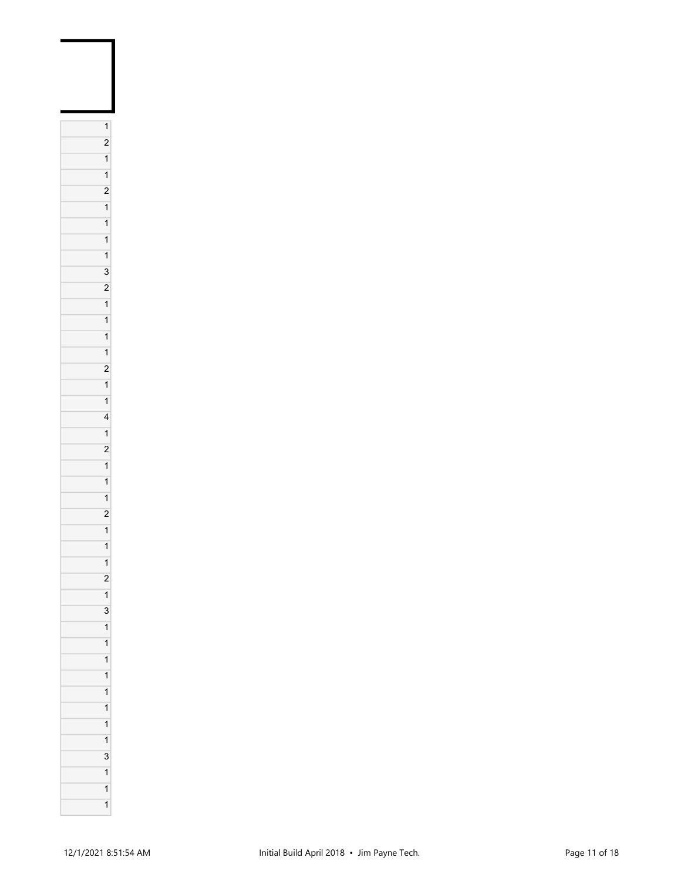| |
|---|
| 1 |
| 2 |
| 1 |
| 1 |
| 2 |
| 1 |
| 1 |
| 1 |
| 1 |
| 3 |
| 2 |
| 1 |
| 1 |
| 1 |
| 1 |
| 2 |
| 1 |
| 1 |
| 4 |
| 1 |
| 2 |
| 1 |
| 1 |
| 1 |
| 2 |
| 1 |
| 1 |
| 1 |
| 2 |
| 1 |
| 3 |
| 1 |
| 1 |
| 1 |
| 1 |
| 1 |
| 1 |
| 1 |
| 1 |
| 3 |
| 1 |
| 1 |
| 1 |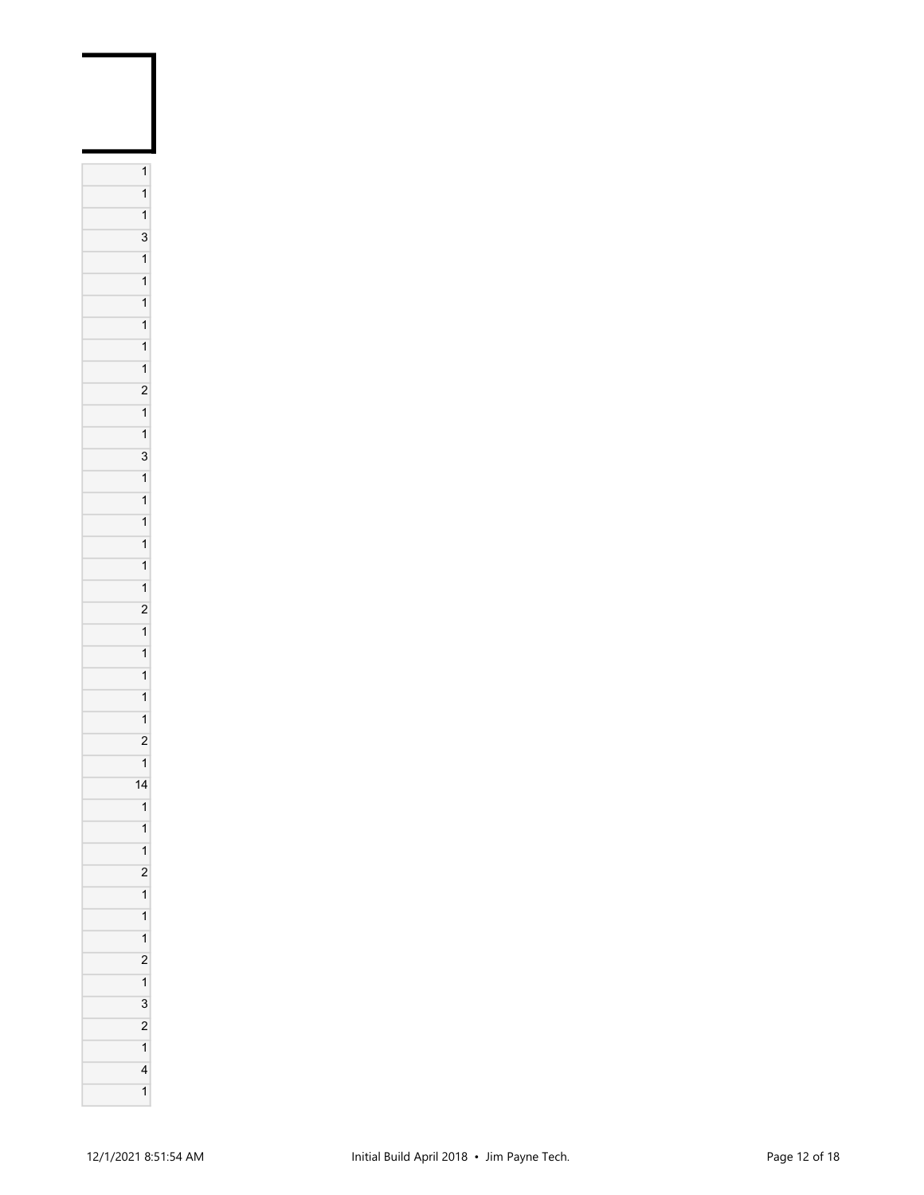| |
|---|
| 1 |
| 1 |
| 1 |
| 3 |
| 1 |
| 1 |
| 1 |
| 1 |
| 1 |
| 1 |
| 2 |
| 1 |
| 1 |
| 3 |
| 1 |
| 1 |
| 1 |
| 1 |
| 1 |
| 1 |
| 2 |
| 1 |
| 1 |
| 1 |
| 1 |
| 1 |
| 2 |
| 1 |
| 14 |
| 1 |
| 1 |
| 1 |
| 2 |
| 1 |
| 1 |
| 1 |
| 2 |
| 1 |
| 3 |
| 2 |
| 1 |
| 4 |
| 1 |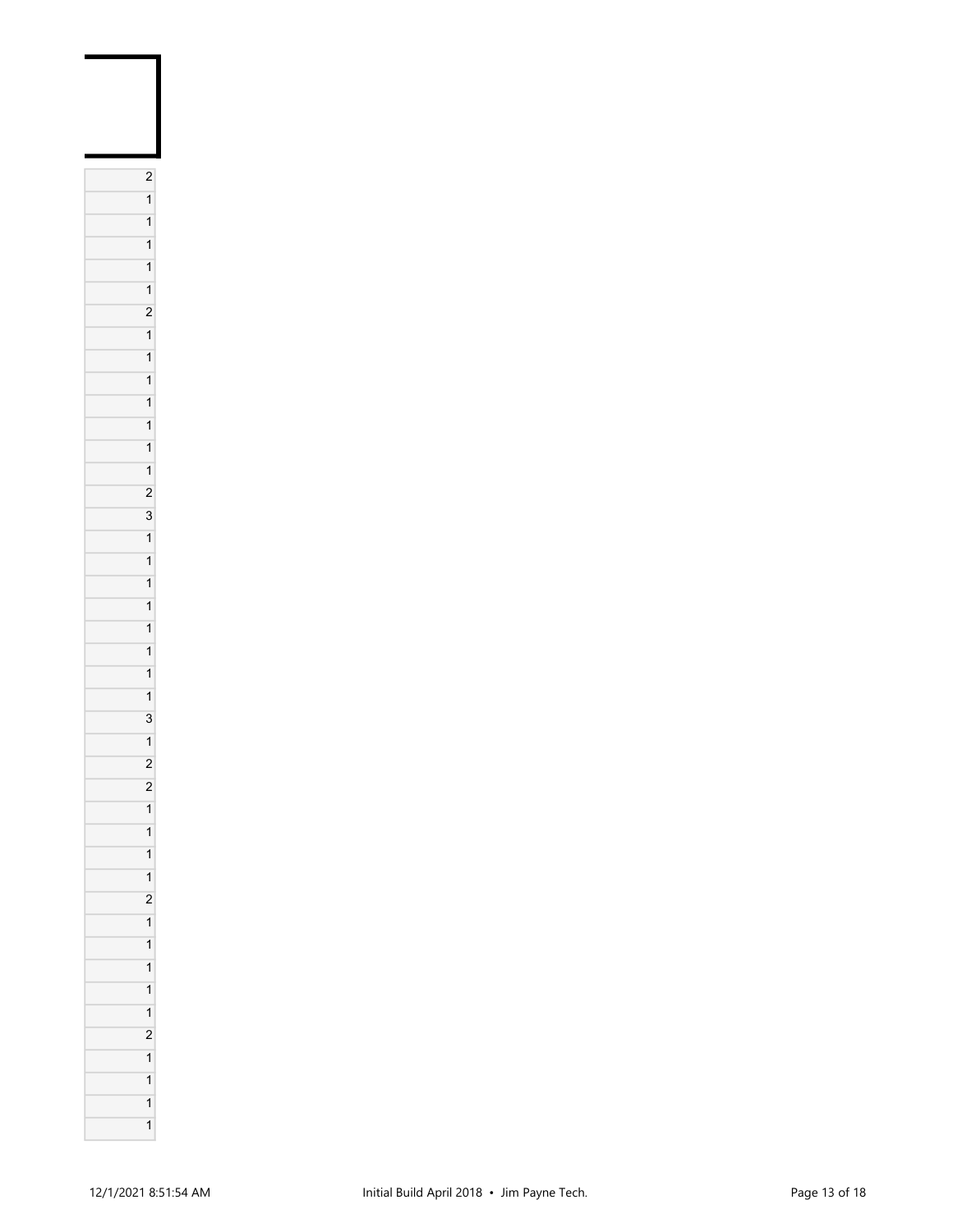| |
|---|
| 2 |
| 1 |
| 1 |
| 1 |
| 1 |
| 1 |
| 2 |
| 1 |
| 1 |
| 1 |
| 1 |
| 1 |
| 1 |
| 1 |
| 2 |
| 3 |
| 1 |
| 1 |
| 1 |
| 1 |
| 1 |
| 1 |
| 1 |
| 1 |
| 3 |
| 1 |
| 2 |
| 2 |
| 1 |
| 1 |
| 1 |
| 1 |
| 2 |
| 1 |
| 1 |
| 1 |
| 1 |
| 1 |
| 2 |
| 1 |
| 1 |
| 1 |
| 1 |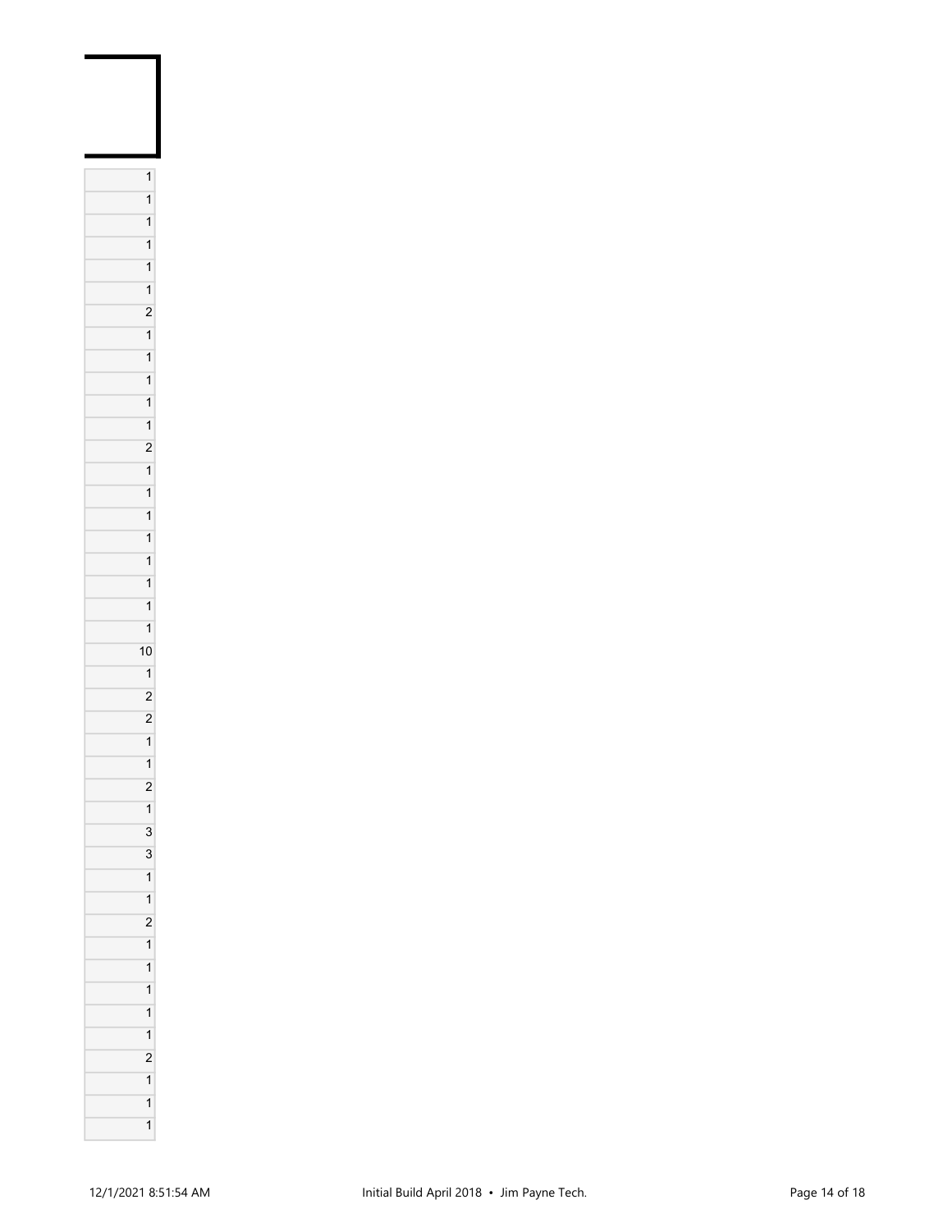| |
|---|
| 1 |
| 1 |
| 1 |
| 1 |
| 1 |
| 1 |
| 2 |
| 1 |
| 1 |
| 1 |
| 1 |
| 1 |
| 2 |
| 1 |
| 1 |
| 1 |
| 1 |
| 1 |
| 1 |
| 1 |
| 1 |
| 10 |
| 1 |
| 2 |
| 2 |
| 1 |
| 1 |
| 2 |
| 1 |
| 3 |
| 3 |
| 1 |
| 1 |
| 2 |
| 1 |
| 1 |
| 1 |
| 1 |
| 1 |
| 2 |
| 1 |
| 1 |
| 1 |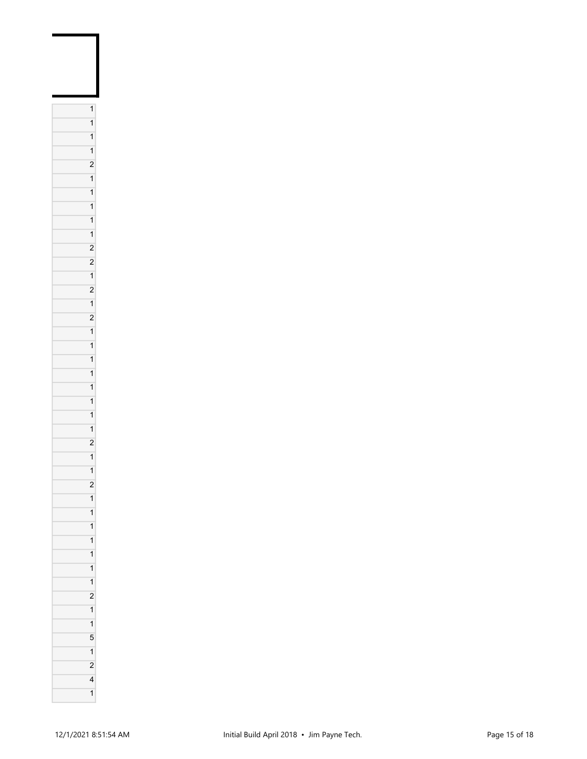| |
|---|
| 1 |
| 1 |
| 1 |
| 1 |
| 2 |
| 1 |
| 1 |
| 1 |
| 1 |
| 1 |
| 2 |
| 2 |
| 1 |
| 2 |
| 1 |
| 2 |
| 1 |
| 1 |
| 1 |
| 1 |
| 1 |
| 1 |
| 1 |
| 1 |
| 2 |
| 1 |
| 1 |
| 2 |
| 1 |
| 1 |
| 1 |
| 1 |
| 1 |
| 1 |
| 1 |
| 2 |
| 1 |
| 1 |
| 5 |
| 1 |
| 2 |
| 4 |
| 1 |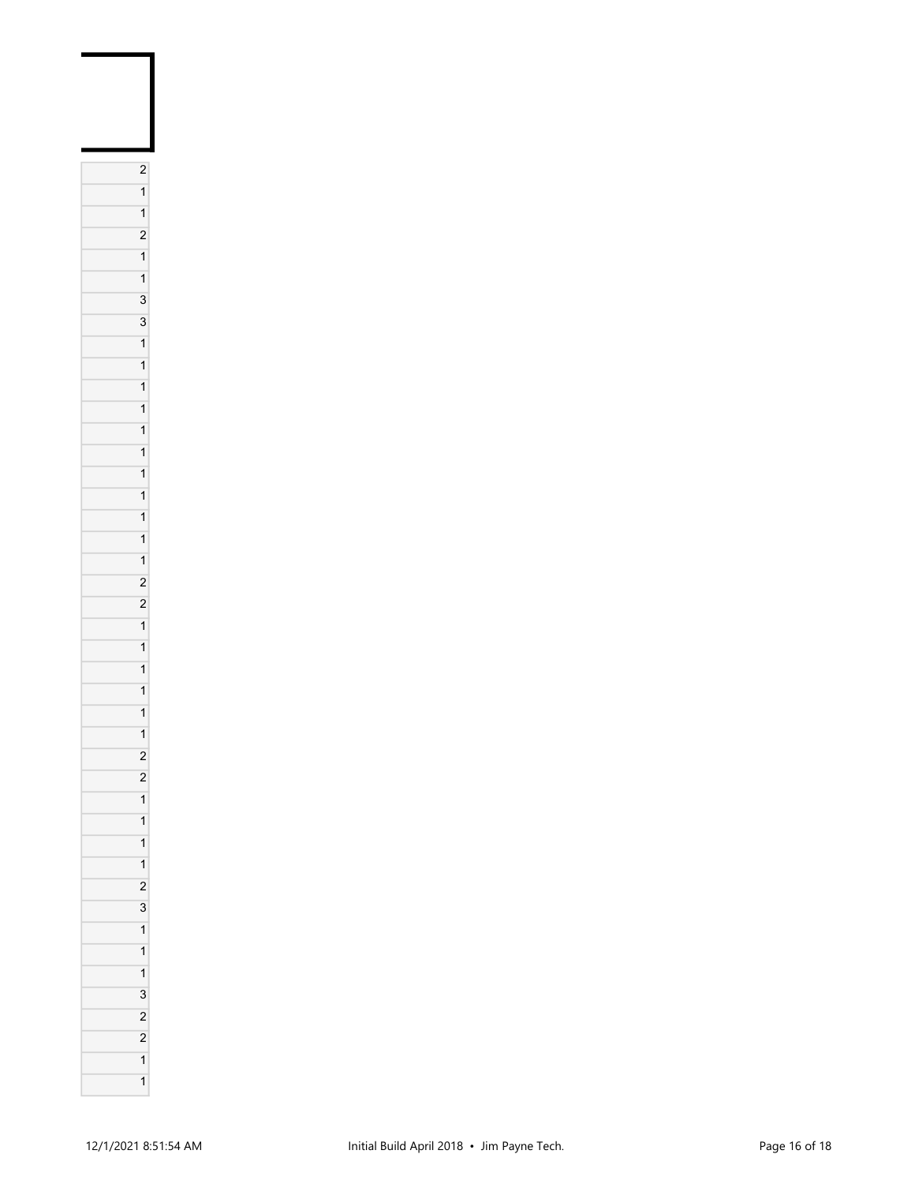| |
|---|
| 2 |
| 1 |
| 1 |
| 2 |
| 1 |
| 1 |
| 3 |
| 3 |
| 1 |
| 1 |
| 1 |
| 1 |
| 1 |
| 1 |
| 1 |
| 1 |
| 1 |
| 1 |
| 1 |
| 2 |
| 2 |
| 1 |
| 1 |
| 1 |
| 1 |
| 1 |
| 1 |
| 2 |
| 2 |
| 1 |
| 1 |
| 1 |
| 1 |
| 2 |
| 3 |
| 1 |
| 1 |
| 1 |
| 3 |
| 2 |
| 2 |
| 1 |
| 1 |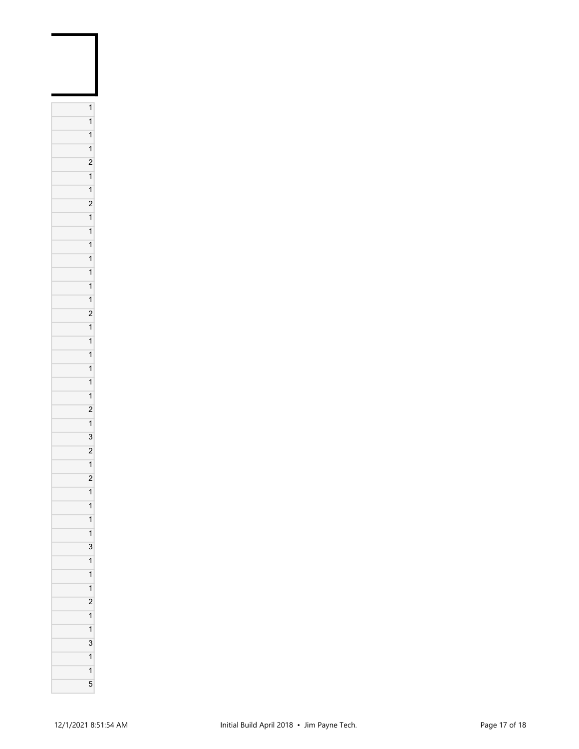| |
|---|
| 1 |
| 1 |
| 1 |
| 1 |
| 2 |
| 1 |
| 1 |
| 2 |
| 1 |
| 1 |
| 1 |
| 1 |
| 1 |
| 1 |
| 1 |
| 2 |
| 1 |
| 1 |
| 1 |
| 1 |
| 1 |
| 1 |
| 2 |
| 1 |
| 3 |
| 2 |
| 1 |
| 2 |
| 1 |
| 1 |
| 1 |
| 1 |
| 3 |
| 1 |
| 1 |
| 1 |
| 2 |
| 1 |
| 1 |
| 3 |
| 1 |
| 1 |
| 5 |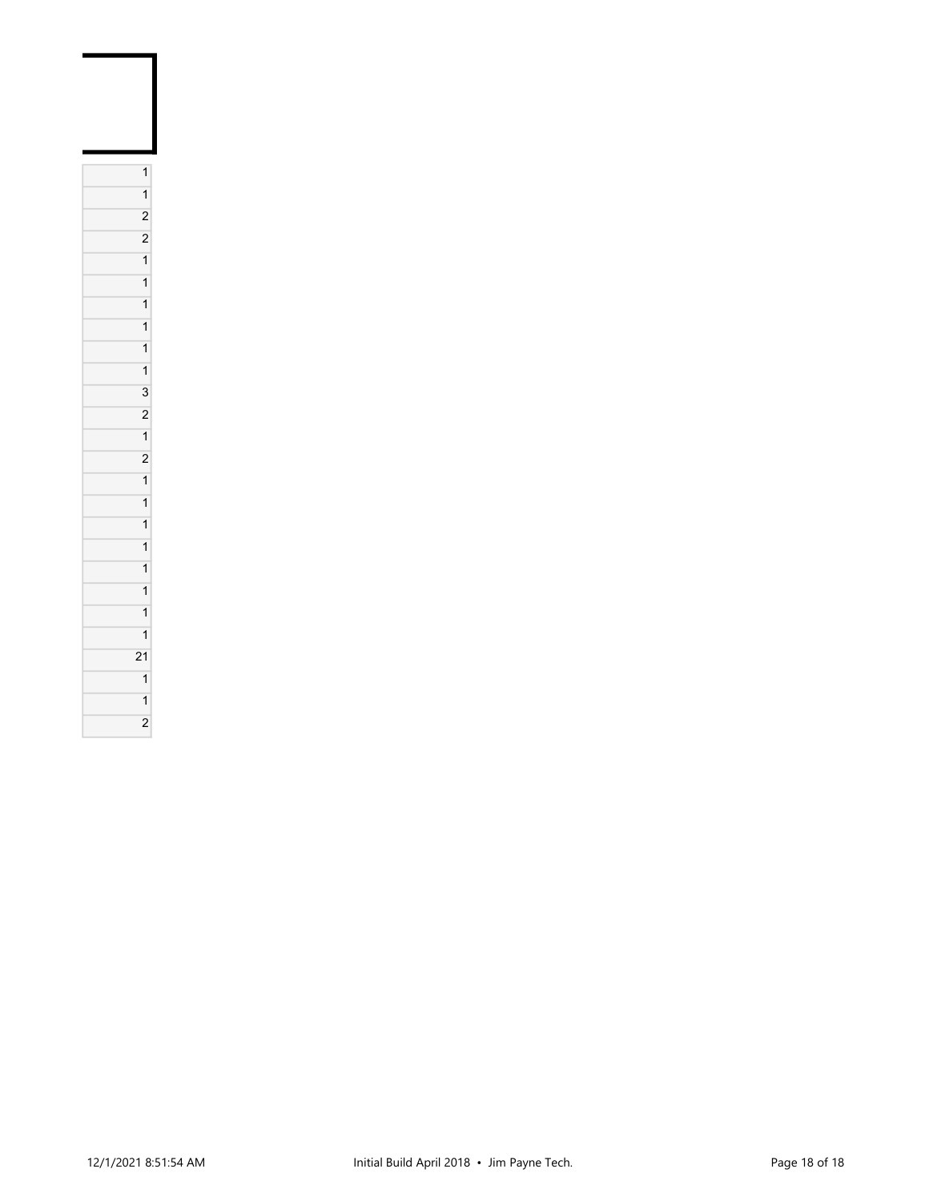| |
|---|
| 1 |
| 1 |
| 2 |
| 2 |
| 1 |
| 1 |
| 1 |
| 1 |
| 1 |
| 1 |
| 3 |
| 2 |
| 1 |
| 2 |
| 1 |
| 1 |
| 1 |
| 1 |
| 1 |
| 1 |
| 1 |
| 1 |
| 21 |
| 1 |
| 1 |
| 2 |